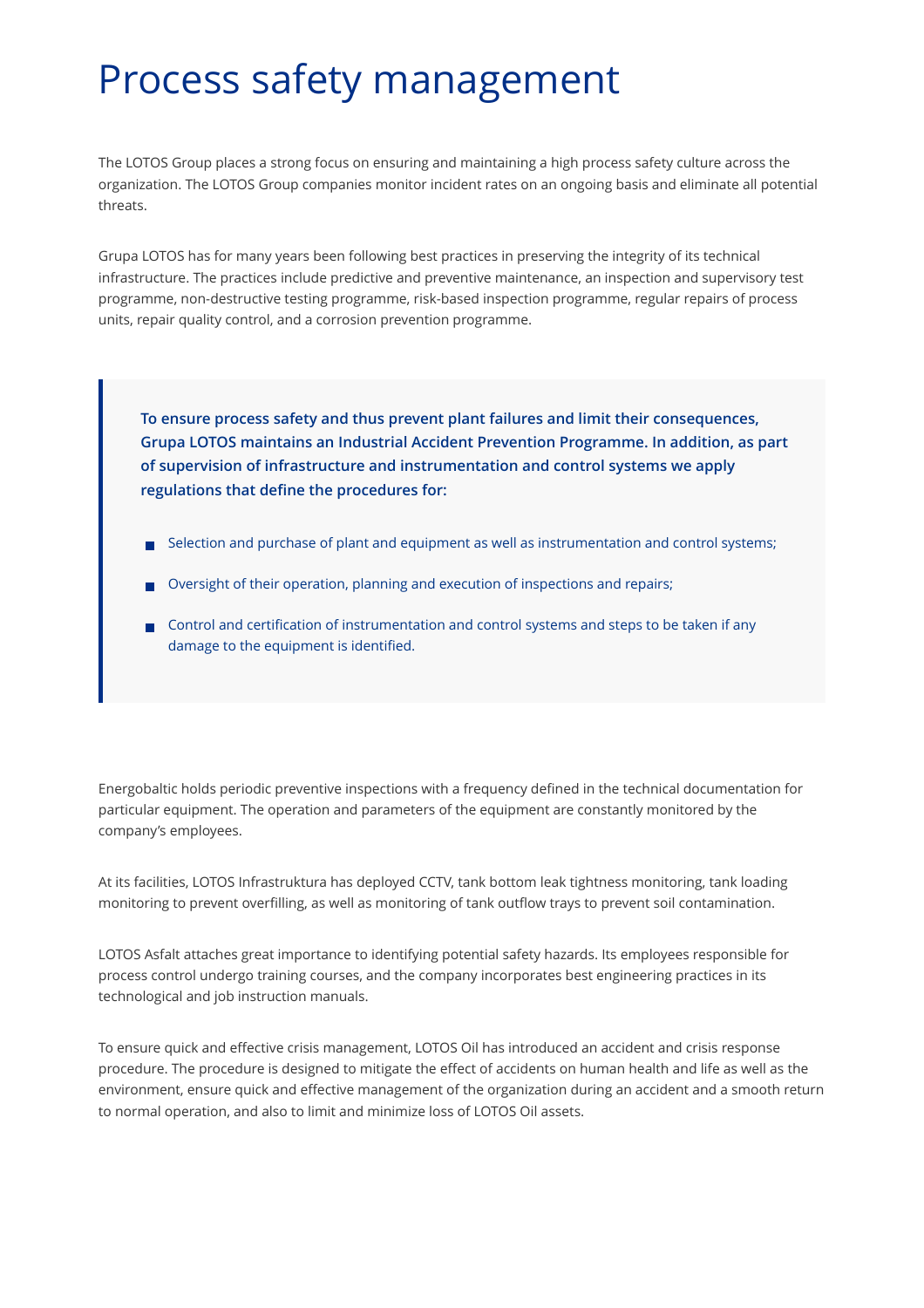# Process safety management

The LOTOS Group places a strong focus on ensuring and maintaining a high process safety culture across the organization. The LOTOS Group companies monitor incident rates on an ongoing basis and eliminate all potential threats.

Grupa LOTOS has for many years been following best practices in preserving the integrity of its technical infrastructure. The practices include predictive and preventive maintenance, an inspection and supervisory test programme, non-destructive testing programme, risk-based inspection programme, regular repairs of process units, repair quality control, and a corrosion prevention programme.

**To ensure process safety and thus prevent plant failures and limit their consequences, Grupa LOTOS maintains an Industrial Accident Prevention Programme. In addition, as part of supervision of infrastructure and instrumentation and control systems we apply regulations that define the procedures for:**

- Selection and purchase of plant and equipment as well as instrumentation and control systems;
- Oversight of their operation, planning and execution of inspections and repairs;
- Control and certification of instrumentation and control systems and steps to be taken if any damage to the equipment is identified.

Energobaltic holds periodic preventive inspections with a frequency defined in the technical documentation for particular equipment. The operation and parameters of the equipment are constantly monitored by the company's employees.

At its facilities, LOTOS Infrastruktura has deployed CCTV, tank bottom leak tightness monitoring, tank loading monitoring to prevent overfilling, as well as monitoring of tank outflow trays to prevent soil contamination.

LOTOS Asfalt attaches great importance to identifying potential safety hazards. Its employees responsible for process control undergo training courses, and the company incorporates best engineering practices in its technological and job instruction manuals.

To ensure quick and effective crisis management, LOTOS Oil has introduced an accident and crisis response procedure. The procedure is designed to mitigate the effect of accidents on human health and life as well as the environment, ensure quick and effective management of the organization during an accident and a smooth return to normal operation, and also to limit and minimize loss of LOTOS Oil assets.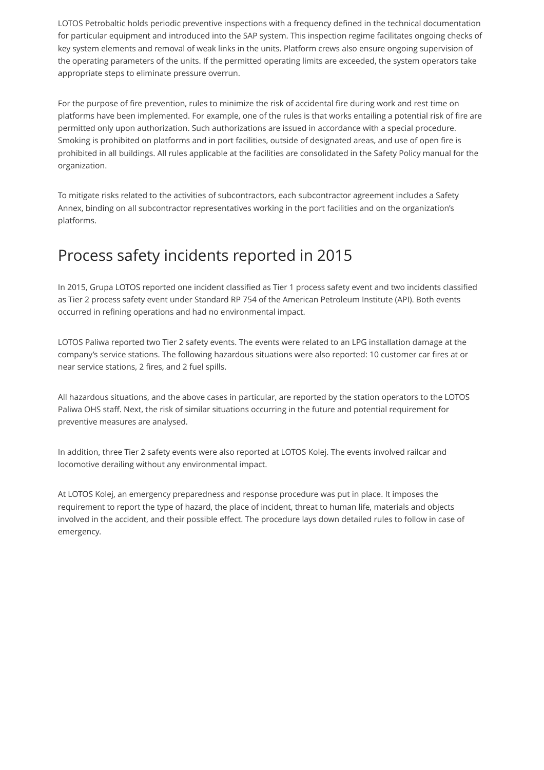LOTOS Petrobaltic holds periodic preventive inspections with a frequency defined in the technical documentation for particular equipment and introduced into the SAP system. This inspection regime facilitates ongoing checks of key system elements and removal of weak links in the units. Platform crews also ensure ongoing supervision of the operating parameters of the units. If the permitted operating limits are exceeded, the system operators take appropriate steps to eliminate pressure overrun.

For the purpose of fire prevention, rules to minimize the risk of accidental fire during work and rest time on platforms have been implemented. For example, one of the rules is that works entailing a potential risk of fire are permitted only upon authorization. Such authorizations are issued in accordance with a special procedure. Smoking is prohibited on platforms and in port facilities, outside of designated areas, and use of open fire is prohibited in all buildings. All rules applicable at the facilities are consolidated in the Safety Policy manual for the organization.

To mitigate risks related to the activities of subcontractors, each subcontractor agreement includes a Safety Annex, binding on all subcontractor representatives working in the port facilities and on the organization's platforms.

## Process safety incidents reported in 2015

In 2015, Grupa LOTOS reported one incident classified as Tier 1 process safety event and two incidents classified as Tier 2 process safety event under Standard RP 754 of the American Petroleum Institute (API). Both events occurred in refining operations and had no environmental impact.

LOTOS Paliwa reported two Tier 2 safety events. The events were related to an LPG installation damage at the company's service stations. The following hazardous situations were also reported: 10 customer car fires at or near service stations, 2 fires, and 2 fuel spills.

All hazardous situations, and the above cases in particular, are reported by the station operators to the LOTOS Paliwa OHS staff. Next, the risk of similar situations occurring in the future and potential requirement for preventive measures are analysed.

In addition, three Tier 2 safety events were also reported at LOTOS Kolej. The events involved railcar and locomotive derailing without any environmental impact.

At LOTOS Kolej, an emergency preparedness and response procedure was put in place. It imposes the requirement to report the type of hazard, the place of incident, threat to human life, materials and objects involved in the accident, and their possible effect. The procedure lays down detailed rules to follow in case of emergency.